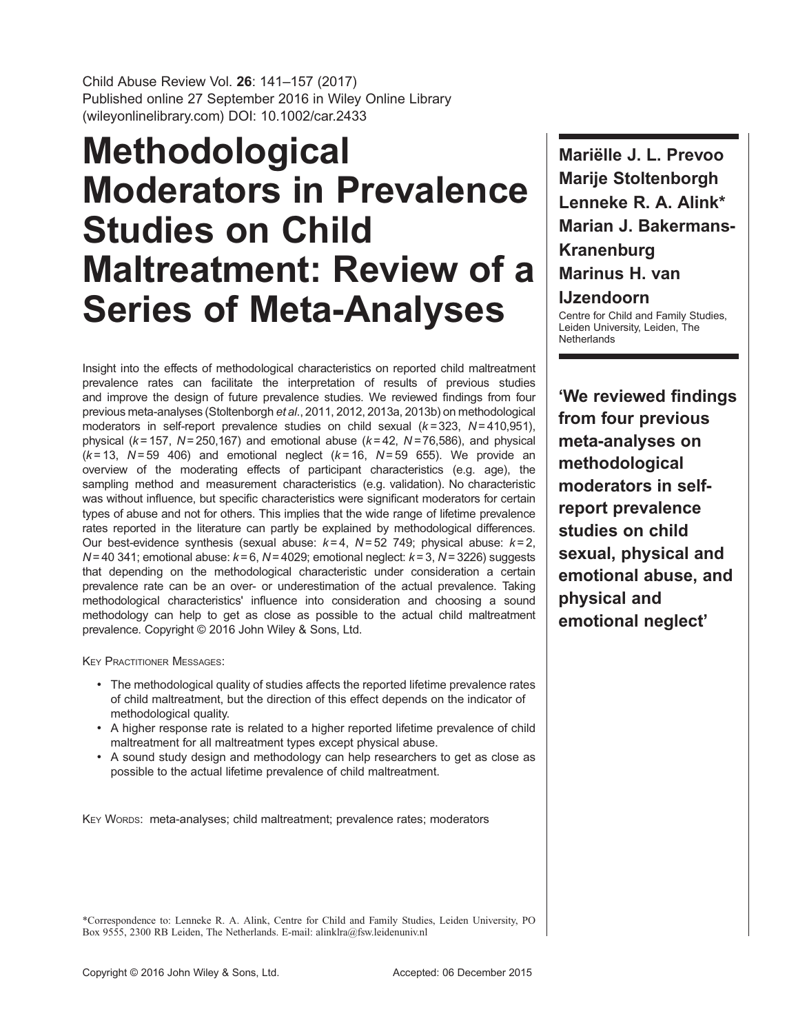# Methodological Moderators in Prevalence Studies on Child Maltreatment: Review of a Series of Meta-Analyses

**Mariëlle J. L. Prevoo**
**Marije Stoltenborgh**
**Lenneke R. A. Alink***
**Marian J. Bakermans-Kranenburg**
**Marinus H. van IJzendoorn**

Centre for Child and Family Studies, Leiden University, Leiden, The Netherlands

Insight into the effects of methodological characteristics on reported child maltreatment prevalence rates can facilitate the interpretation of results of previous studies and improve the design of future prevalence studies. We reviewed findings from four previous meta-analyses (Stoltenborgh *et al.*, 2011, 2012, 2013a, 2013b) on methodological moderators in self-report prevalence studies on child sexual ($k = 323$, $N = 410{,}951$), physical ($k = 157$, $N = 250{,}167$) and emotional abuse ($k = 42$, $N = 76{,}586$), and physical ($k = 13$, $N = 59\,406$) and emotional neglect ($k = 16$, $N = 59\,655$). We provide an overview of the moderating effects of participant characteristics (e.g. age), the sampling method and measurement characteristics (e.g. validation). No characteristic was without influence, but specific characteristics were significant moderators for certain types of abuse and not for others. This implies that the wide range of lifetime prevalence rates reported in the literature can partly be explained by methodological differences. Our best-evidence synthesis (sexual abuse: $k = 4$, $N = 52\,749$; physical abuse: $k = 2$, $N = 40\,341$; emotional abuse: $k = 6$, $N = 4029$; emotional neglect: $k = 3$, $N = 3226$) suggests that depending on the methodological characteristic under consideration a certain prevalence rate can be an over- or underestimation of the actual prevalence. Taking methodological characteristics' influence into consideration and choosing a sound methodology can help to get as close as possible to the actual child maltreatment prevalence. Copyright © 2016 John Wiley & Sons, Ltd.

**‘We reviewed findings from four previous meta-analyses on methodological moderators in self-report prevalence studies on child sexual, physical and emotional abuse, and physical and emotional neglect’**

Key Practitioner Messages:

- The methodological quality of studies affects the reported lifetime prevalence rates of child maltreatment, but the direction of this effect depends on the indicator of methodological quality.
- A higher response rate is related to a higher reported lifetime prevalence of child maltreatment for all maltreatment types except physical abuse.
- A sound study design and methodology can help researchers to get as close as possible to the actual lifetime prevalence of child maltreatment.

Key Words: meta-analyses; child maltreatment; prevalence rates; moderators

*Correspondence to: Lenneke R. A. Alink, Centre for Child and Family Studies, Leiden University, PO Box 9555, 2300 RB Leiden, The Netherlands. E-mail: alinklra@fsw.leidenuniv.nl

Accepted: 06 December 2015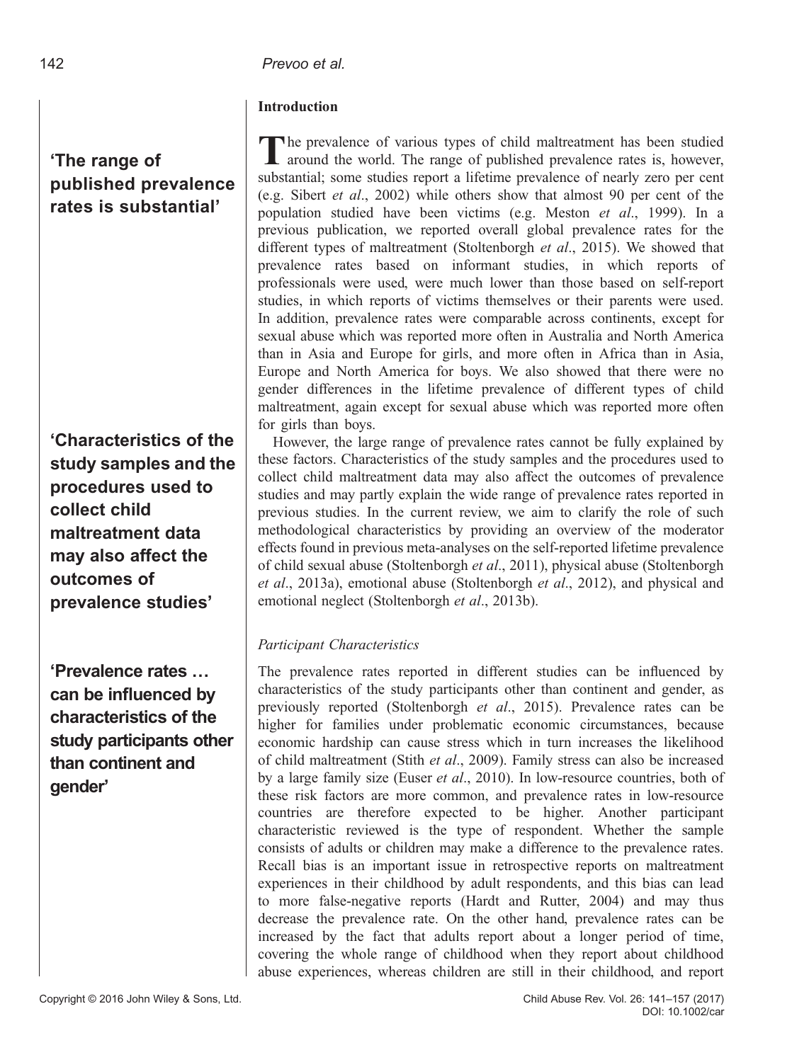## Introduction

> **'The range of published prevalence rates is substantial'**

The prevalence of various types of child maltreatment has been studied around the world. The range of published prevalence rates is, however, substantial; some studies report a lifetime prevalence of nearly zero per cent (e.g. Sibert *et al*., 2002) while others show that almost 90 per cent of the population studied have been victims (e.g. Meston *et al*., 1999). In a previous publication, we reported overall global prevalence rates for the different types of maltreatment (Stoltenborgh *et al*., 2015). We showed that prevalence rates based on informant studies, in which reports of professionals were used, were much lower than those based on self-report studies, in which reports of victims themselves or their parents were used. In addition, prevalence rates were comparable across continents, except for sexual abuse which was reported more often in Australia and North America than in Asia and Europe for girls, and more often in Africa than in Asia, Europe and North America for boys. We also showed that there were no gender differences in the lifetime prevalence of different types of child maltreatment, again except for sexual abuse which was reported more often for girls than boys.

> **'Characteristics of the study samples and the procedures used to collect child maltreatment data may also affect the outcomes of prevalence studies'**

However, the large range of prevalence rates cannot be fully explained by these factors. Characteristics of the study samples and the procedures used to collect child maltreatment data may also affect the outcomes of prevalence studies and may partly explain the wide range of prevalence rates reported in previous studies. In the current review, we aim to clarify the role of such methodological characteristics by providing an overview of the moderator effects found in previous meta-analyses on the self-reported lifetime prevalence of child sexual abuse (Stoltenborgh *et al*., 2011), physical abuse (Stoltenborgh *et al*., 2013a), emotional abuse (Stoltenborgh *et al*., 2012), and physical and emotional neglect (Stoltenborgh *et al*., 2013b).

### *Participant Characteristics*

> **'Prevalence rates … can be influenced by characteristics of the study participants other than continent and gender'**

The prevalence rates reported in different studies can be influenced by characteristics of the study participants other than continent and gender, as previously reported (Stoltenborgh *et al*., 2015). Prevalence rates can be higher for families under problematic economic circumstances, because economic hardship can cause stress which in turn increases the likelihood of child maltreatment (Stith *et al*., 2009). Family stress can also be increased by a large family size (Euser *et al*., 2010). In low-resource countries, both of these risk factors are more common, and prevalence rates in low-resource countries are therefore expected to be higher. Another participant characteristic reviewed is the type of respondent. Whether the sample consists of adults or children may make a difference to the prevalence rates. Recall bias is an important issue in retrospective reports on maltreatment experiences in their childhood by adult respondents, and this bias can lead to more false-negative reports (Hardt and Rutter, 2004) and may thus decrease the prevalence rate. On the other hand, prevalence rates can be increased by the fact that adults report about a longer period of time, covering the whole range of childhood when they report about childhood abuse experiences, whereas children are still in their childhood, and report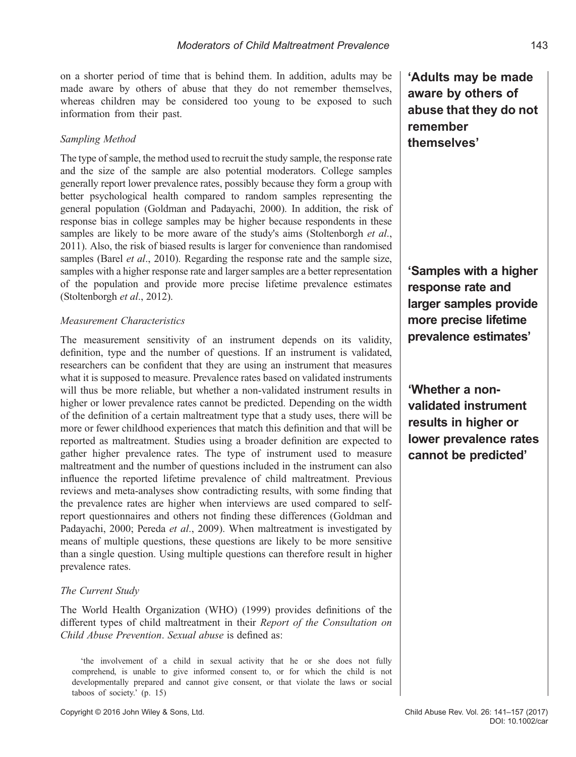on a shorter period of time that is behind them. In addition, adults may be made aware by others of abuse that they do not remember themselves, whereas children may be considered too young to be exposed to such information from their past.

**'Adults may be made aware by others of abuse that they do not remember themselves'**

### *Sampling Method*

The type of sample, the method used to recruit the study sample, the response rate and the size of the sample are also potential moderators. College samples generally report lower prevalence rates, possibly because they form a group with better psychological health compared to random samples representing the general population (Goldman and Padayachi, 2000). In addition, the risk of response bias in college samples may be higher because respondents in these samples are likely to be more aware of the study's aims (Stoltenborgh *et al*., 2011). Also, the risk of biased results is larger for convenience than randomised samples (Barel *et al*., 2010). Regarding the response rate and the sample size, samples with a higher response rate and larger samples are a better representation of the population and provide more precise lifetime prevalence estimates (Stoltenborgh *et al*., 2012).

**'Samples with a higher response rate and larger samples provide more precise lifetime prevalence estimates'**

### *Measurement Characteristics*

The measurement sensitivity of an instrument depends on its validity, definition, type and the number of questions. If an instrument is validated, researchers can be confident that they are using an instrument that measures what it is supposed to measure. Prevalence rates based on validated instruments will thus be more reliable, but whether a non-validated instrument results in higher or lower prevalence rates cannot be predicted. Depending on the width of the definition of a certain maltreatment type that a study uses, there will be more or fewer childhood experiences that match this definition and that will be reported as maltreatment. Studies using a broader definition are expected to gather higher prevalence rates. The type of instrument used to measure maltreatment and the number of questions included in the instrument can also influence the reported lifetime prevalence of child maltreatment. Previous reviews and meta-analyses show contradicting results, with some finding that the prevalence rates are higher when interviews are used compared to self-report questionnaires and others not finding these differences (Goldman and Padayachi, 2000; Pereda *et al*., 2009). When maltreatment is investigated by means of multiple questions, these questions are likely to be more sensitive than a single question. Using multiple questions can therefore result in higher prevalence rates.

**'Whether a non-validated instrument results in higher or lower prevalence rates cannot be predicted'**

### *The Current Study*

The World Health Organization (WHO) (1999) provides definitions of the different types of child maltreatment in their *Report of the Consultation on Child Abuse Prevention*. *Sexual abuse* is defined as:

> 'the involvement of a child in sexual activity that he or she does not fully comprehend, is unable to give informed consent to, or for which the child is not developmentally prepared and cannot give consent, or that violate the laws or social taboos of society.' (p. 15)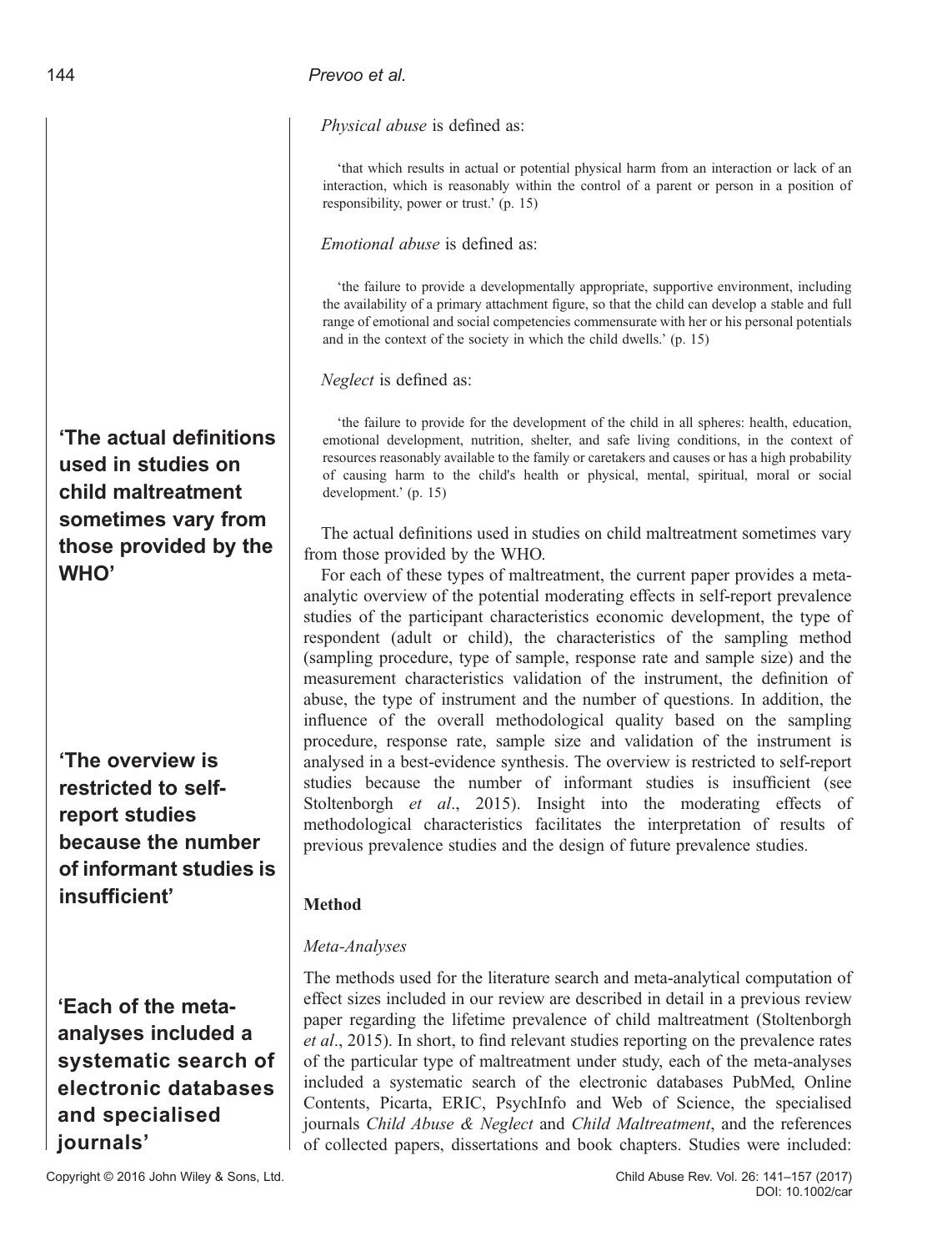*Physical abuse* is defined as:

> 'that which results in actual or potential physical harm from an interaction or lack of an interaction, which is reasonably within the control of a parent or person in a position of responsibility, power or trust.' (p. 15)

*Emotional abuse* is defined as:

> 'the failure to provide a developmentally appropriate, supportive environment, including the availability of a primary attachment figure, so that the child can develop a stable and full range of emotional and social competencies commensurate with her or his personal potentials and in the context of the society in which the child dwells.' (p. 15)

*Neglect* is defined as:

> 'the failure to provide for the development of the child in all spheres: health, education, emotional development, nutrition, shelter, and safe living conditions, in the context of resources reasonably available to the family or caretakers and causes or has a high probability of causing harm to the child's health or physical, mental, spiritual, moral or social development.' (p. 15)

**'The actual definitions used in studies on child maltreatment sometimes vary from those provided by the WHO'**

The actual definitions used in studies on child maltreatment sometimes vary from those provided by the WHO.

For each of these types of maltreatment, the current paper provides a meta-analytic overview of the potential moderating effects in self-report prevalence studies of the participant characteristics economic development, the type of respondent (adult or child), the characteristics of the sampling method (sampling procedure, type of sample, response rate and sample size) and the measurement characteristics validation of the instrument, the definition of abuse, the type of instrument and the number of questions. In addition, the influence of the overall methodological quality based on the sampling procedure, response rate, sample size and validation of the instrument is analysed in a best-evidence synthesis. The overview is restricted to self-report studies because the number of informant studies is insufficient (see Stoltenborgh *et al*., 2015). Insight into the moderating effects of methodological characteristics facilitates the interpretation of results of previous prevalence studies and the design of future prevalence studies.

**'The overview is restricted to self-report studies because the number of informant studies is insufficient'**

## Method

### *Meta-Analyses*

**'Each of the meta-analyses included a systematic search of electronic databases and specialised journals'**

The methods used for the literature search and meta-analytical computation of effect sizes included in our review are described in detail in a previous review paper regarding the lifetime prevalence of child maltreatment (Stoltenborgh *et al*., 2015). In short, to find relevant studies reporting on the prevalence rates of the particular type of maltreatment under study, each of the meta-analyses included a systematic search of the electronic databases PubMed, Online Contents, Picarta, ERIC, PsychInfo and Web of Science, the specialised journals *Child Abuse & Neglect* and *Child Maltreatment*, and the references of collected papers, dissertations and book chapters. Studies were included: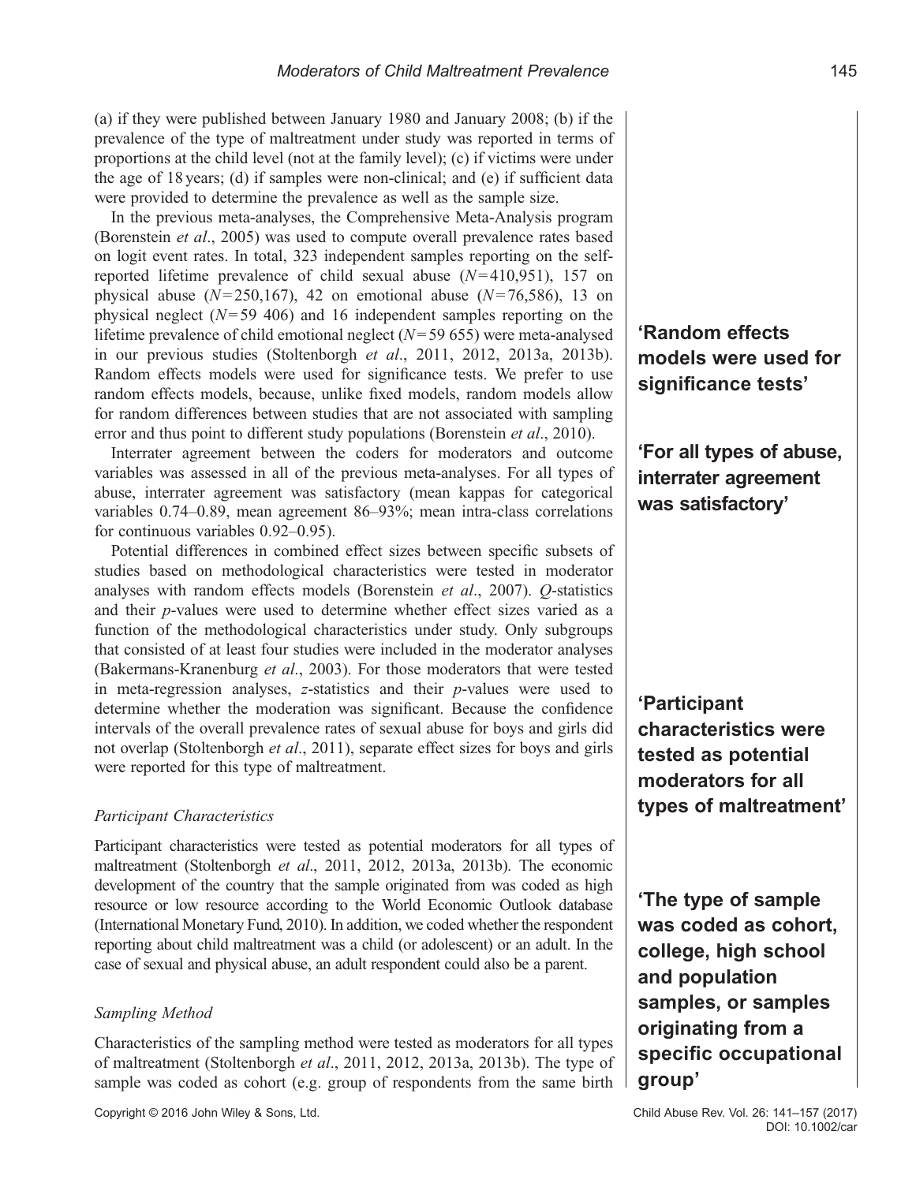(a) if they were published between January 1980 and January 2008; (b) if the prevalence of the type of maltreatment under study was reported in terms of proportions at the child level (not at the family level); (c) if victims were under the age of 18 years; (d) if samples were non-clinical; and (e) if sufficient data were provided to determine the prevalence as well as the sample size.

In the previous meta-analyses, the Comprehensive Meta-Analysis program (Borenstein *et al*., 2005) was used to compute overall prevalence rates based on logit event rates. In total, 323 independent samples reporting on the self-reported lifetime prevalence of child sexual abuse ($N = 410{,}951$), 157 on physical abuse ($N = 250{,}167$), 42 on emotional abuse ($N = 76{,}586$), 13 on physical neglect ($N = 59\ 406$) and 16 independent samples reporting on the lifetime prevalence of child emotional neglect ($N = 59\ 655$) were meta-analysed in our previous studies (Stoltenborgh *et al*., 2011, 2012, 2013a, 2013b). Random effects models were used for significance tests. We prefer to use random effects models, because, unlike fixed models, random models allow for random differences between studies that are not associated with sampling error and thus point to different study populations (Borenstein *et al*., 2010).

**'Random effects models were used for significance tests'**

Interrater agreement between the coders for moderators and outcome variables was assessed in all of the previous meta-analyses. For all types of abuse, interrater agreement was satisfactory (mean kappas for categorical variables 0.74–0.89, mean agreement 86–93%; mean intra-class correlations for continuous variables 0.92–0.95).

**'For all types of abuse, interrater agreement was satisfactory'**

Potential differences in combined effect sizes between specific subsets of studies based on methodological characteristics were tested in moderator analyses with random effects models (Borenstein *et al*., 2007). $Q$-statistics and their $p$-values were used to determine whether effect sizes varied as a function of the methodological characteristics under study. Only subgroups that consisted of at least four studies were included in the moderator analyses (Bakermans-Kranenburg *et al*., 2003). For those moderators that were tested in meta-regression analyses, $z$-statistics and their $p$-values were used to determine whether the moderation was significant. Because the confidence intervals of the overall prevalence rates of sexual abuse for boys and girls did not overlap (Stoltenborgh *et al*., 2011), separate effect sizes for boys and girls were reported for this type of maltreatment.

**'Participant characteristics were tested as potential moderators for all types of maltreatment'**

### *Participant Characteristics*

Participant characteristics were tested as potential moderators for all types of maltreatment (Stoltenborgh *et al*., 2011, 2012, 2013a, 2013b). The economic development of the country that the sample originated from was coded as high resource or low resource according to the World Economic Outlook database (International Monetary Fund, 2010). In addition, we coded whether the respondent reporting about child maltreatment was a child (or adolescent) or an adult. In the case of sexual and physical abuse, an adult respondent could also be a parent.

**'The type of sample was coded as cohort, college, high school and population samples, or samples originating from a specific occupational group'**

### *Sampling Method*

Characteristics of the sampling method were tested as moderators for all types of maltreatment (Stoltenborgh *et al*., 2011, 2012, 2013a, 2013b). The type of sample was coded as cohort (e.g. group of respondents from the same birth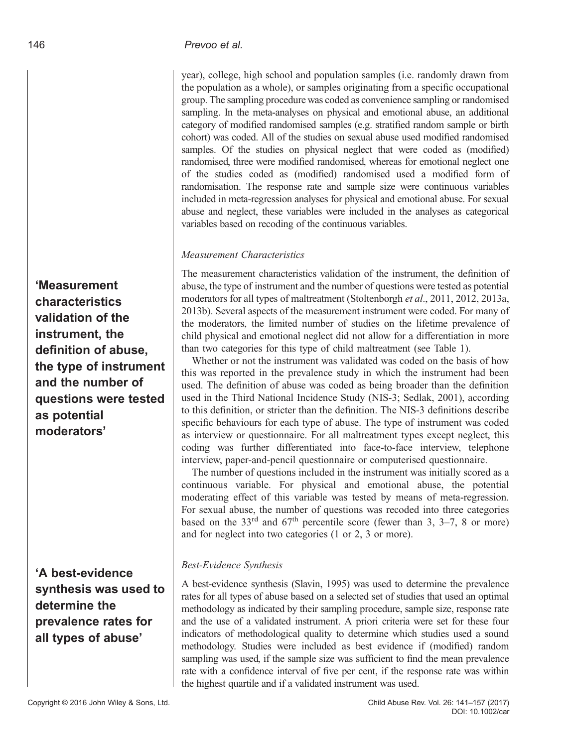year), college, high school and population samples (i.e. randomly drawn from the population as a whole), or samples originating from a specific occupational group. The sampling procedure was coded as convenience sampling or randomised sampling. In the meta-analyses on physical and emotional abuse, an additional category of modified randomised samples (e.g. stratified random sample or birth cohort) was coded. All of the studies on sexual abuse used modified randomised samples. Of the studies on physical neglect that were coded as (modified) randomised, three were modified randomised, whereas for emotional neglect one of the studies coded as (modified) randomised used a modified form of randomisation. The response rate and sample size were continuous variables included in meta-regression analyses for physical and emotional abuse. For sexual abuse and neglect, these variables were included in the analyses as categorical variables based on recoding of the continuous variables.

### *Measurement Characteristics*

**'Measurement characteristics validation of the instrument, the definition of abuse, the type of instrument and the number of questions were tested as potential moderators'**

The measurement characteristics validation of the instrument, the definition of abuse, the type of instrument and the number of questions were tested as potential moderators for all types of maltreatment (Stoltenborgh *et al*., 2011, 2012, 2013a, 2013b). Several aspects of the measurement instrument were coded. For many of the moderators, the limited number of studies on the lifetime prevalence of child physical and emotional neglect did not allow for a differentiation in more than two categories for this type of child maltreatment (see Table 1).

Whether or not the instrument was validated was coded on the basis of how this was reported in the prevalence study in which the instrument had been used. The definition of abuse was coded as being broader than the definition used in the Third National Incidence Study (NIS-3; Sedlak, 2001), according to this definition, or stricter than the definition. The NIS-3 definitions describe specific behaviours for each type of abuse. The type of instrument was coded as interview or questionnaire. For all maltreatment types except neglect, this coding was further differentiated into face-to-face interview, telephone interview, paper-and-pencil questionnaire or computerised questionnaire.

The number of questions included in the instrument was initially scored as a continuous variable. For physical and emotional abuse, the potential moderating effect of this variable was tested by means of meta-regression. For sexual abuse, the number of questions was recoded into three categories based on the 33rd and 67th percentile score (fewer than 3, 3–7, 8 or more) and for neglect into two categories (1 or 2, 3 or more).

### *Best-Evidence Synthesis*

**'A best-evidence synthesis was used to determine the prevalence rates for all types of abuse'**

A best-evidence synthesis (Slavin, 1995) was used to determine the prevalence rates for all types of abuse based on a selected set of studies that used an optimal methodology as indicated by their sampling procedure, sample size, response rate and the use of a validated instrument. A priori criteria were set for these four indicators of methodological quality to determine which studies used a sound methodology. Studies were included as best evidence if (modified) random sampling was used, if the sample size was sufficient to find the mean prevalence rate with a confidence interval of five per cent, if the response rate was within the highest quartile and if a validated instrument was used.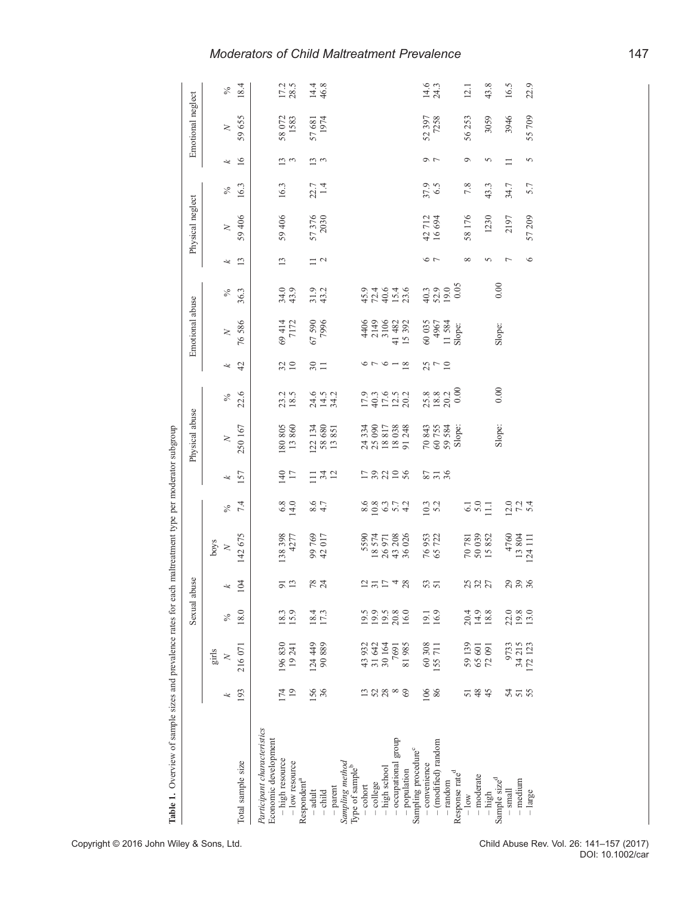**Table 1.** Overview of sample sizes and prevalence rates for each maltreatment type per moderator subgroup

| | Sexual abuse | | | | | | Physical abuse | | | Emotional abuse | | | Physical neglect | | | Emotional neglect | | |
|---|---|---|---|---|---|---|---|---|---|---|---|---|---|---|---|---|---|---|
| | girls | | | boys | | | | | | | | | | | | | | |
| | *k* | *N* | % | *k* | *N* | % | *k* | *N* | % | *k* | *N* | % | *k* | *N* | % | *k* | *N* | % |
| Total sample size | 193 | 216 071 | 18.0 | 104 | 142 675 | 7.4 | 157 | 250 167 | 22.6 | 42 | 76 586 | 36.3 | 13 | 59 406 | 16.3 | 16 | 59 655 | 18.4 |
| *Participant characteristics* | | | | | | | | | | | | | | | | | | |
| Economic development | | | | | | | | | | | | | | | | | | |
| – high resource | 174 | 196 830 | 18.3 | 91 | 138 398 | 6.8 | 140 | 180 805 | 23.2 | 32 | 69 414 | 34.0 | 13 | 59 406 | 16.3 | 13 | 58 072 | 17.2 |
| – low resource | 19 | 19 241 | 15.9 | 13 | 4277 | 14.0 | 17 | 13 860 | 18.5 | 10 | 7172 | 43.9 | | | | 3 | 1583 | 28.5 |
| Respondent[a] | | | | | | | | | | | | | | | | | | |
| – adult | 156 | 124 449 | 18.4 | 78 | 99 769 | 8.6 | 111 | 122 134 | 24.6 | 30 | 67 590 | 31.9 | 11 | 57 376 | 22.7 | 13 | 57 681 | 14.4 |
| – child | 36 | 90 889 | 17.3 | 24 | 42 017 | 4.7 | 34 | 58 680 | 14.5 | 11 | 7996 | 43.2 | 2 | 2030 | 1.4 | 3 | 1974 | 46.8 |
| – parent | | | | | | | 12 | 13 851 | 34.2 | | | | | | | | | |
| *Sampling method* | | | | | | | | | | | | | | | | | | |
| Type of sample[b] | | | | | | | | | | | | | | | | | | |
| – cohort | 13 | 43 932 | 19.5 | 12 | 5590 | 8.6 | 17 | 24 334 | 17.9 | 6 | 4406 | 45.9 | | | | | | |
| – college | 52 | 31 642 | 19.9 | 31 | 18 574 | 10.8 | 39 | 25 090 | 40.3 | 7 | 2149 | 72.4 | | | | | | |
| – high school | 28 | 30 164 | 19.5 | 17 | 26 971 | 6.3 | 22 | 18 817 | 17.6 | 6 | 3106 | 40.6 | | | | | | |
| – occupational group | 8 | 7691 | 20.8 | 4 | 43 208 | 5.7 | 10 | 18 038 | 12.5 | 1 | 41 482 | 15.4 | | | | | | |
| – population | 69 | 81 985 | 16.0 | 28 | 36 026 | 4.2 | 56 | 91 248 | 20.2 | 18 | 15 392 | 23.6 | | | | | | |
| Sampling procedure[c] | | | | | | | | | | | | | | | | | | |
| – convenience | 106 | 60 308 | 19.1 | 53 | 76 953 | 10.3 | 87 | 70 843 | 25.8 | 25 | 60 035 | 40.3 | 6 | 42 712 | 37.9 | 9 | 52 397 | 14.6 |
| – (modified) random | 86 | 155 711 | 16.9 | 51 | 65 722 | 5.2 | 31 | 60 755 | 18.8 | 7 | 4967 | 52.9 | 7 | 16 694 | 6.5 | 7 | 7258 | 24.3 |
| – random | | | | | | | 36 | 59 584 | 20.2 | 10 | 11 584 | 19.0 | | | | | | |
| | | | | | | | | Slope: | 0.00 | | Slope: | 0.05 | | | | | | |
| Response rate[d] | | | | | | | | | | | | | | | | | | |
| – low | 51 | 59 139 | 20.4 | 25 | 70 781 | 6.1 | | | | | | | 8 | 58 176 | 7.8 | 9 | 56 253 | 12.1 |
| – moderate | 48 | 65 601 | 14.9 | 32 | 50 039 | 5.0 | | | | | | | 5 | 1230 | 43.3 | 5 | 3059 | 43.8 |
| – high | 45 | 72 091 | 18.8 | 27 | 15 852 | 11.1 | | | | | | | | | | | | |
| | | | | | | | | Slope: | 0.00 | | Slope: | 0.00 | | | | | | |
| Sample size[d] | | | | | | | | | | | | | | | | | | |
| – small | 54 | 9733 | 22.0 | 29 | 4760 | 12.0 | | | | | | | 7 | 2197 | 34.7 | 11 | 3946 | 16.5 |
| – medium | 51 | 34 215 | 19.8 | 39 | 13 804 | 7.2 | | | | | | | | | | | | |
| – large | 55 | 172 123 | 13.0 | 36 | 124 111 | 5.4 | | | | | | | 6 | 57 209 | 5.7 | 5 | 55 709 | 22.9 |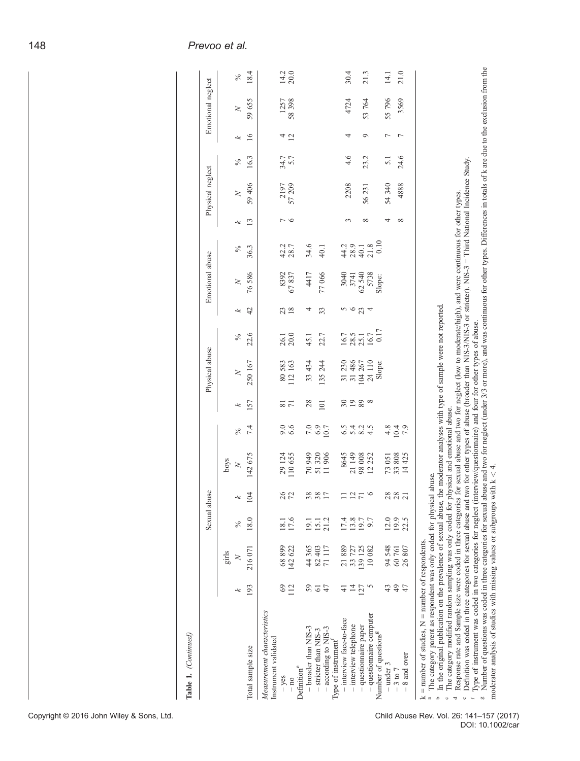**Table 1.** *(Continued)*

| | Sexual abuse | | | | | | Physical abuse | | | Emotional abuse | | | Physical neglect | | | Emotional neglect | | |
|---|---|---|---|---|---|---|---|---|---|---|---|---|---|---|---|---|---|---|
| | | girls | | | boys | | | | | | | | | | | | | |
| | *k* | *N* | % | *k* | *N* | % | *k* | *N* | % | *k* | *N* | % | *k* | *N* | % | *k* | *N* | % |
| Total sample size | 193 | 216 071 | 18.0 | 104 | 142 675 | 7.4 | 157 | 250 167 | 22.6 | 42 | 76 586 | 36.3 | 13 | 59 406 | 16.3 | 16 | 59 655 | 18.4 |
| *Measurement characteristics* | | | | | | | | | | | | | | | | | | |
| Instrument validated | | | | | | | | | | | | | | | | | | |
| – yes | 69 | 68 899 | 18.1 | 26 | 29 124 | 9.0 | 81 | 80 583 | 26.1 | 23 | 8392 | 42.2 | 7 | 2197 | 34.7 | 4 | 1257 | 14.2 |
| – no | 112 | 142 622 | 17.6 | 72 | 110 655 | 6.6 | 71 | 112 163 | 20.0 | 18 | 67 837 | 28.7 | 6 | 57 209 | 5.7 | 12 | 58 398 | 20.0 |
| Definition[e] | | | | | | | | | | | | | | | | | | |
| – broader than NIS-3 | 59 | 44 365 | 19.1 | 38 | 70 949 | 7.0 | 28 | 33 434 | 45.1 | 4 | 4417 | 34.6 | | | | | | |
| – stricter than NIS-3 | 61 | 82 403 | 15.1 | 38 | 51 320 | 6.9 | | | | | | | | | | | | |
| – according to NIS-3 | 47 | 71 117 | 21.2 | 17 | 11 906 | 10.7 | 101 | 135 244 | 22.7 | 33 | 77 066 | 40.1 | | | | | | |
| Type of instrument[f] | | | | | | | | | | | | | | | | | | |
| – interview face-to-face | 41 | 21 889 | 17.4 | 11 | 8645 | 6.5 | 30 | 31 230 | 16.7 | 5 | 3040 | 44.2 | 3 | 2208 | 4.6 | 4 | 4724 | 30.4 |
| – interview telephone | 14 | 33 727 | 13.8 | 12 | 21 149 | 5.4 | 19 | 31 486 | 28.5 | 6 | 3741 | 28.9 | | | | | | |
| – questionnaire paper | 127 | 139 125 | 19.7 | 71 | 98 008 | 8.2 | 89 | 104 267 | 25.1 | 23 | 62 540 | 40.1 | 8 | 56 231 | 23.2 | 9 | 53 764 | 21.3 |
| – questionnaire computer | 5 | 10 082 | 9.7 | 6 | 12 252 | 4.5 | 8 | 24 110 | 16.7 | 4 | 5738 | 21.8 | | | | | | |
| Number of questions[g] | | | | | | | | Slope: | 0.17 | | Slope: | 0.10 | | | | | | |
| – under 3 | 43 | 94 548 | 12.0 | 28 | 73 051 | 4.8 | | | | | | | 4 | 54 340 | 5.1 | 7 | 55 796 | 14.1 |
| – 3 to 7 | 49 | 60 761 | 19.9 | 28 | 33 808 | 10.4 | | | | | | | | | | | | |
| – 8 and over | 47 | 26 807 | 22.5 | 21 | 14 425 | 7.9 | | | | | | | 8 | 4888 | 24.6 | 7 | 3569 | 21.0 |

k = number of studies, N = number of respondents.

[a] The category parent as respondent was only coded for physical abuse.

[b] In the original publication on the prevalence of sexual abuse, the moderator analyses with type of sample were not reported.

[c] The category modified random sampling was only coded for physical and emotional abuse.

[d] Response rate and Sample size were coded in three categories for sexual abuse and two for neglect (low to moderate/high), and were continuous for other types.

[e] Definition was coded in three categories for sexual abuse and two for other types of abuse (broader than NIS-3/NIS-3 or stricter). NIS-3 = Third National Incidence Study.

[f] Type of instrument was coded in two categories for neglect (interview/questionnaire) and four for other types of abuse.

[g] Number of questions was coded in three categories for sexual abuse and two for neglect (under 3/3 or more), and was continuous for other types. Differences in totals of k are due to the exclusion from the moderator analysis of studies with missing values or subgroups with k < 4.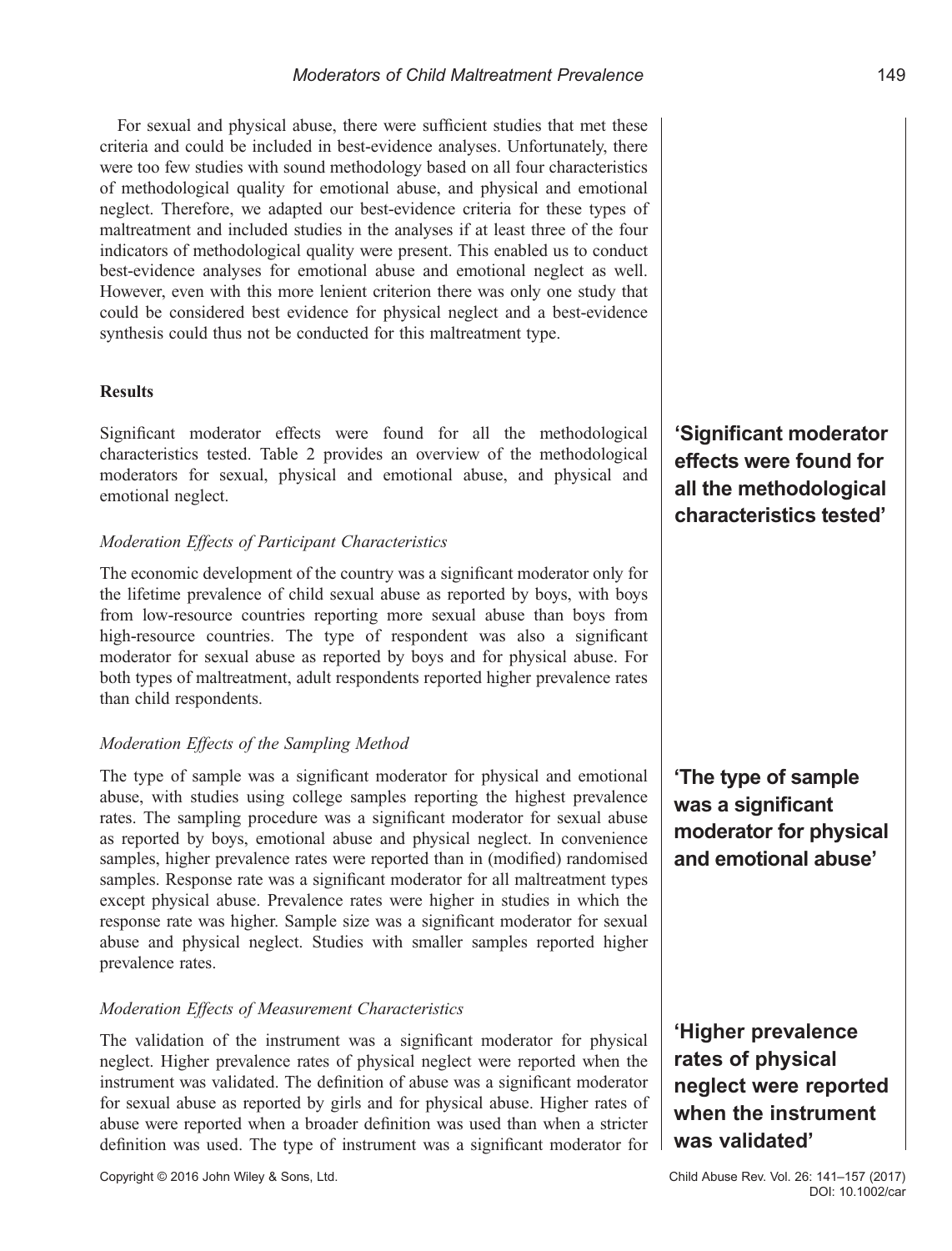For sexual and physical abuse, there were sufficient studies that met these criteria and could be included in best-evidence analyses. Unfortunately, there were too few studies with sound methodology based on all four characteristics of methodological quality for emotional abuse, and physical and emotional neglect. Therefore, we adapted our best-evidence criteria for these types of maltreatment and included studies in the analyses if at least three of the four indicators of methodological quality were present. This enabled us to conduct best-evidence analyses for emotional abuse and emotional neglect as well. However, even with this more lenient criterion there was only one study that could be considered best evidence for physical neglect and a best-evidence synthesis could thus not be conducted for this maltreatment type.

## Results

Significant moderator effects were found for all the methodological characteristics tested. Table 2 provides an overview of the methodological moderators for sexual, physical and emotional abuse, and physical and emotional neglect.

**'Significant moderator effects were found for all the methodological characteristics tested'**

### *Moderation Effects of Participant Characteristics*

The economic development of the country was a significant moderator only for the lifetime prevalence of child sexual abuse as reported by boys, with boys from low-resource countries reporting more sexual abuse than boys from high-resource countries. The type of respondent was also a significant moderator for sexual abuse as reported by boys and for physical abuse. For both types of maltreatment, adult respondents reported higher prevalence rates than child respondents.

### *Moderation Effects of the Sampling Method*

The type of sample was a significant moderator for physical and emotional abuse, with studies using college samples reporting the highest prevalence rates. The sampling procedure was a significant moderator for sexual abuse as reported by boys, emotional abuse and physical neglect. In convenience samples, higher prevalence rates were reported than in (modified) randomised samples. Response rate was a significant moderator for all maltreatment types except physical abuse. Prevalence rates were higher in studies in which the response rate was higher. Sample size was a significant moderator for sexual abuse and physical neglect. Studies with smaller samples reported higher prevalence rates.

**'The type of sample was a significant moderator for physical and emotional abuse'**

### *Moderation Effects of Measurement Characteristics*

The validation of the instrument was a significant moderator for physical neglect. Higher prevalence rates of physical neglect were reported when the instrument was validated. The definition of abuse was a significant moderator for sexual abuse as reported by girls and for physical abuse. Higher rates of abuse were reported when a broader definition was used than when a stricter definition was used. The type of instrument was a significant moderator for

**'Higher prevalence rates of physical neglect were reported when the instrument was validated'**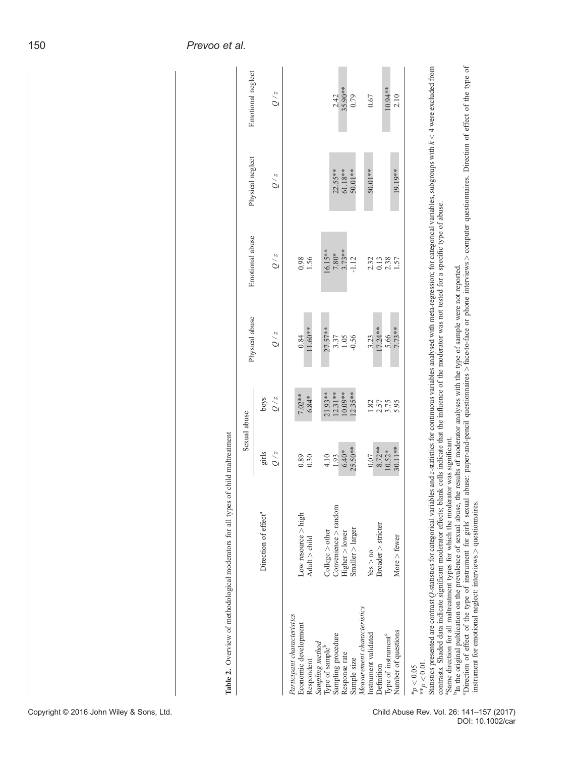**Table 2.** Overview of methodological moderators for all types of child maltreatment

| | Direction of effect[a] | Sexual abuse | | Physical abuse | Emotional abuse | Physical neglect | Emotional neglect |
|---|---|---|---|---|---|---|---|
| | | girls | boys | | | | |
| | | $Q$ / $z$ | $Q$ / $z$ | $Q$ / $z$ | $Q$ / $z$ | $Q$ / $z$ | $Q$ / $z$ |
| *Participant characteristics* | | | | | | | |
| Economic development | Low resource > high | 0.89 | 7.02** | 0.84 | 0.98 | | |
| Respondent | Adult > child | 0.30 | 6.84* | 11.60** | 1.56 | | |
| *Sampling method* | | | | | | | |
| Type of sample[b] | College > other | 4.10 | 21.93** | 27.57** | 16.15** | | |
| Sampling procedure | Convenience > random | 1.93 | 12.31** | 3.37 | 7.80* | 22.55** | 2.42 |
| Response rate | Higher > lower | 6.40* | 10.09** | 1.05 | 3.73** | 61.18** | 35.90** |
| Sample size | Smaller > larger | 25.50** | 12.35** | -0.56 | -1.12 | 50.01** | 0.79 |
| *Measurement characteristics* | | | | | | | |
| Instrument validated | Yes > no | 0.07 | 1.82 | 3.23 | 2.32 | 50.01** | 0.67 |
| Definition | Broader > stricter | 8.72** | 2.57 | 17.24** | 0.13 | | |
| Type of instrument[c] | | 10.52* | 3.75 | 5.66 | 2.38 | | 10.94** |
| Number of questions | More > fewer | 30.11** | 5.95 | 7.73** | 1.57 | 19.19** | 2.10 |

*$p < 0.05$

**$p < 0.01$.

Statistics presented are contrast $Q$-statistics for categorical variables and $z$-statistics for continuous variables analysed with meta-regression; for categorical variables, subgroups with $k < 4$ were excluded from contrasts. Shaded data indicate significant moderator effects; blank cells indicate that the influence of the moderator was not tested for a specific type of abuse.

[a]Same direction for all maltreatment types for which the moderator was significant.

[b]In the original publication on the prevalence of sexual abuse, the results of moderator analyses with the type of sample were not reported.

[c]Direction of effect of the type of instrument for girls' sexual abuse: paper-and-pencil questionnaires > face-to-face or phone interviews > computer questionnaires. Direction of effect of the type of instrument for emotional neglect: interviews > questionnaires.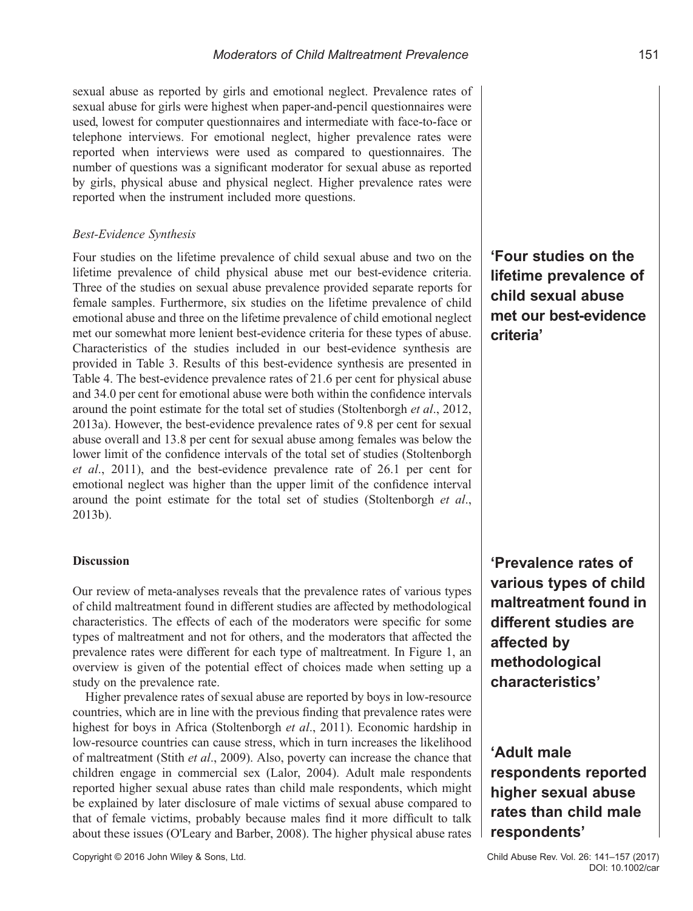sexual abuse as reported by girls and emotional neglect. Prevalence rates of sexual abuse for girls were highest when paper-and-pencil questionnaires were used, lowest for computer questionnaires and intermediate with face-to-face or telephone interviews. For emotional neglect, higher prevalence rates were reported when interviews were used as compared to questionnaires. The number of questions was a significant moderator for sexual abuse as reported by girls, physical abuse and physical neglect. Higher prevalence rates were reported when the instrument included more questions.

### *Best-Evidence Synthesis*

Four studies on the lifetime prevalence of child sexual abuse and two on the lifetime prevalence of child physical abuse met our best-evidence criteria. Three of the studies on sexual abuse prevalence provided separate reports for female samples. Furthermore, six studies on the lifetime prevalence of child emotional abuse and three on the lifetime prevalence of child emotional neglect met our somewhat more lenient best-evidence criteria for these types of abuse. Characteristics of the studies included in our best-evidence synthesis are provided in Table 3. Results of this best-evidence synthesis are presented in Table 4. The best-evidence prevalence rates of 21.6 per cent for physical abuse and 34.0 per cent for emotional abuse were both within the confidence intervals around the point estimate for the total set of studies (Stoltenborgh *et al*., 2012, 2013a). However, the best-evidence prevalence rates of 9.8 per cent for sexual abuse overall and 13.8 per cent for sexual abuse among females was below the lower limit of the confidence intervals of the total set of studies (Stoltenborgh *et al*., 2011), and the best-evidence prevalence rate of 26.1 per cent for emotional neglect was higher than the upper limit of the confidence interval around the point estimate for the total set of studies (Stoltenborgh *et al*., 2013b).

**'Four studies on the lifetime prevalence of child sexual abuse met our best-evidence criteria'**

## Discussion

Our review of meta-analyses reveals that the prevalence rates of various types of child maltreatment found in different studies are affected by methodological characteristics. The effects of each of the moderators were specific for some types of maltreatment and not for others, and the moderators that affected the prevalence rates were different for each type of maltreatment. In Figure 1, an overview is given of the potential effect of choices made when setting up a study on the prevalence rate.

**'Prevalence rates of various types of child maltreatment found in different studies are affected by methodological characteristics'**

Higher prevalence rates of sexual abuse are reported by boys in low-resource countries, which are in line with the previous finding that prevalence rates were highest for boys in Africa (Stoltenborgh *et al*., 2011). Economic hardship in low-resource countries can cause stress, which in turn increases the likelihood of maltreatment (Stith *et al*., 2009). Also, poverty can increase the chance that children engage in commercial sex (Lalor, 2004). Adult male respondents reported higher sexual abuse rates than child male respondents, which might be explained by later disclosure of male victims of sexual abuse compared to that of female victims, probably because males find it more difficult to talk about these issues (O'Leary and Barber, 2008). The higher physical abuse rates

**'Adult male respondents reported higher sexual abuse rates than child male respondents'**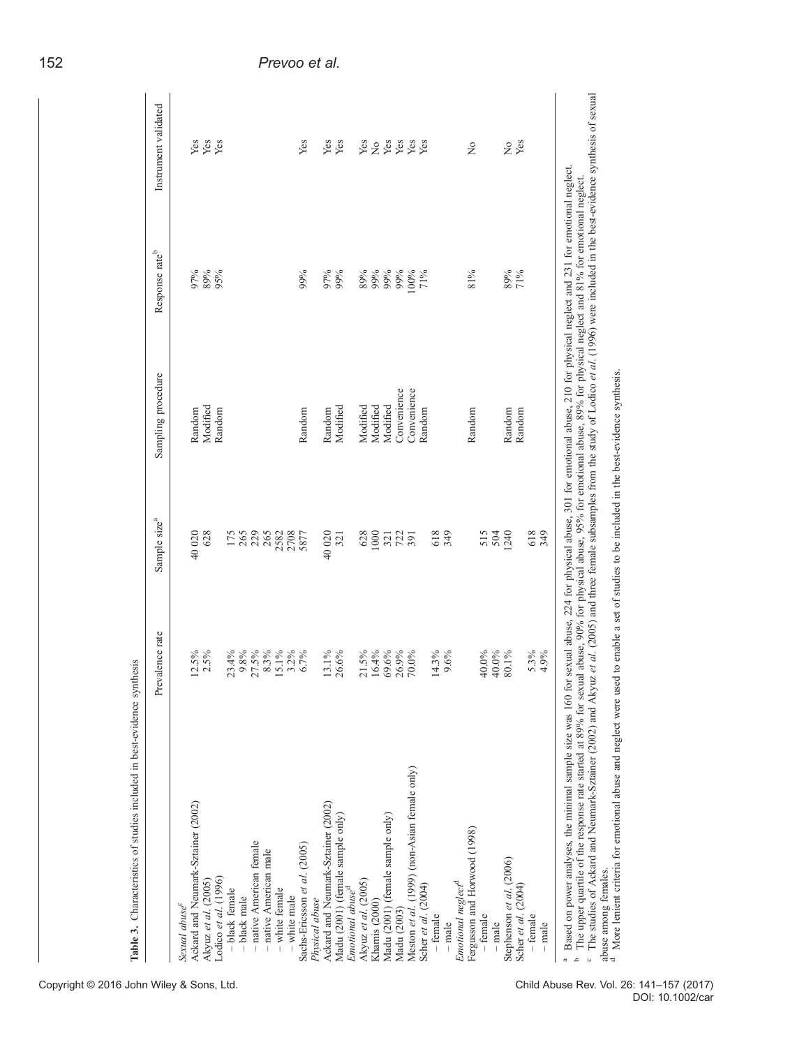**Table 3.** Characteristics of studies included in best-evidence synthesis

| | Prevalence rate | Sample size[a] | Sampling procedure | Response rate[b] | Instrument validated |
|---|---|---|---|---|---|
| *Sexual abuse*[c] | | | | | |
| Ackard and Neumark-Sztainer (2002) | 12.5% | 40 020 | Random | 97% | Yes |
| Akyuz *et al.* (2005) | 2.5% | 628 | Modified | 89% | Yes |
| Lodico *et al.* (1996) | | | Random | 95% | Yes |
| – black female | 23.4% | 175 | | | |
| – black male | 9.8% | 265 | | | |
| – native American female | 27.5% | 229 | | | |
| – native American male | 8.3% | 265 | | | |
| – white female | 15.1% | 2582 | | | |
| – white male | 3.2% | 2708 | | | |
| Sachs-Ericsson *et al.* (2005) | 6.7% | 5877 | Random | 99% | Yes |
| *Physical abuse* | | | | | |
| Ackard and Neumark-Sztainer (2002) | 13.1% | 40 020 | Random | 97% | Yes |
| Madu (2001) (female sample only) | 26.6% | 321 | Modified | 99% | Yes |
| *Emotional abuse*[d] | | | | | |
| Akyuz *et al.* (2005) | 21.5% | 628 | Modified | 89% | Yes |
| Khamis (2000) | 16.4% | 1000 | Modified | 99% | No |
| Madu (2001) (female sample only) | 69.6% | 321 | Modified | 99% | Yes |
| Madu (2003) | 26.9% | 722 | Convenience | 99% | Yes |
| Meston *et al.* (1999) (non-Asian female only) | 70.0% | 391 | Convenience | 100% | Yes |
| Scher *et al.* (2004) | | | Random | 71% | Yes |
| – female | 14.3% | 618 | | | |
| – male | 9.6% | 349 | | | |
| *Emotional neglect*[d] | | | | | |
| Fergusson and Horwood (1998) | | | Random | 81% | No |
| – female | 40.0% | 515 | | | |
| – male | 40.0% | 504 | | | |
| Stephenson *et al.* (2006) | 80.1% | 1240 | Random | 89% | No |
| Scher *et al.* (2004) | | | Random | 71% | Yes |
| – female | 5.3% | 618 | | | |
| – male | 4.9% | 349 | | | |

[a] Based on power analyses, the minimal sample size was 160 for sexual abuse, 224 for physical abuse, 301 for emotional abuse, 210 for physical neglect and 231 for emotional neglect.
[b] The upper quartile of the response rate started at 89% for sexual abuse, 90% for physical abuse, 95% for emotional abuse, 89% for physical neglect and 81% for emotional neglect.
[c] The studies of Ackard and Neumark-Sztainer (2002) and Akyuz *et al.* (2005) and three female subsamples from the study of Lodico *et al.* (1996) were included in the best-evidence synthesis of sexual abuse among females.
[d] More lenient criteria for emotional abuse and neglect were used to enable a set of studies to be included in the best-evidence synthesis.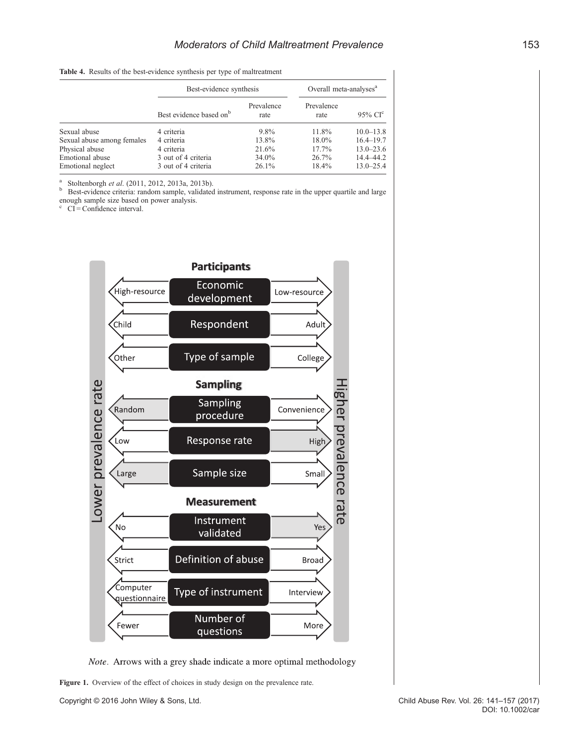**Table 4.** Results of the best-evidence synthesis per type of maltreatment

| | Best-evidence synthesis | | Overall meta-analyses[a] | |
|---|---|---|---|---|
| | Best evidence based on[b] | Prevalence rate | Prevalence rate | 95% CI[c] |
| Sexual abuse | 4 criteria | 9.8% | 11.8% | 10.0–13.8 |
| Sexual abuse among females | 4 criteria | 13.8% | 18.0% | 16.4–19.7 |
| Physical abuse | 4 criteria | 21.6% | 17.7% | 13.0–23.6 |
| Emotional abuse | 3 out of 4 criteria | 34.0% | 26.7% | 14.4–44.2 |
| Emotional neglect | 3 out of 4 criteria | 26.1% | 18.4% | 13.0–25.4 |

[a] Stoltenborgh *et al*. (2011, 2012, 2013a, 2013b).
[b] Best-evidence criteria: random sample, validated instrument, response rate in the upper quartile and large enough sample size based on power analysis.
[c] CI = Confidence interval.

| Lower prevalence rate | | Higher prevalence rate |
|---|---|---|
| **Participants** | | |
| High-resource | Economic development | Low-resource |
| Child | Respondent | Adult |
| Other | Type of sample | College |
| **Sampling** | | |
| Random | Sampling procedure | Convenience |
| Low | Response rate | High |
| Large | Sample size | Small |
| **Measurement** | | |
| No | Instrument validated | Yes |
| Strict | Definition of abuse | Broad |
| Computer questionnaire | Type of instrument | Interview |
| Fewer | Number of questions | More |

*Note*. Arrows with a grey shade indicate a more optimal methodology

**Figure 1.** Overview of the effect of choices in study design on the prevalence rate.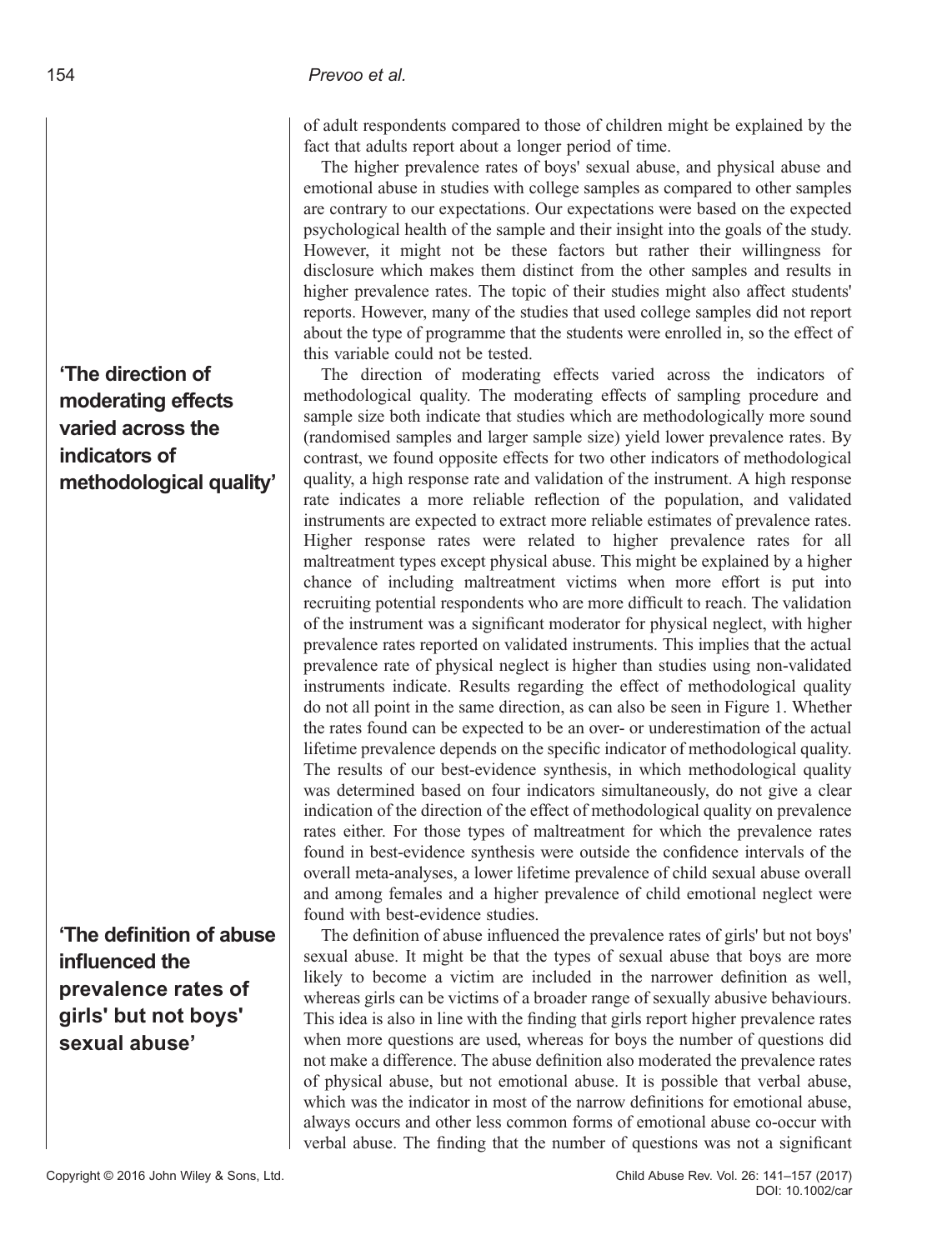of adult respondents compared to those of children might be explained by the fact that adults report about a longer period of time.

The higher prevalence rates of boys' sexual abuse, and physical abuse and emotional abuse in studies with college samples as compared to other samples are contrary to our expectations. Our expectations were based on the expected psychological health of the sample and their insight into the goals of the study. However, it might not be these factors but rather their willingness for disclosure which makes them distinct from the other samples and results in higher prevalence rates. The topic of their studies might also affect students' reports. However, many of the studies that used college samples did not report about the type of programme that the students were enrolled in, so the effect of this variable could not be tested.

**'The direction of moderating effects varied across the indicators of methodological quality'**

The direction of moderating effects varied across the indicators of methodological quality. The moderating effects of sampling procedure and sample size both indicate that studies which are methodologically more sound (randomised samples and larger sample size) yield lower prevalence rates. By contrast, we found opposite effects for two other indicators of methodological quality, a high response rate and validation of the instrument. A high response rate indicates a more reliable reflection of the population, and validated instruments are expected to extract more reliable estimates of prevalence rates. Higher response rates were related to higher prevalence rates for all maltreatment types except physical abuse. This might be explained by a higher chance of including maltreatment victims when more effort is put into recruiting potential respondents who are more difficult to reach. The validation of the instrument was a significant moderator for physical neglect, with higher prevalence rates reported on validated instruments. This implies that the actual prevalence rate of physical neglect is higher than studies using non-validated instruments indicate. Results regarding the effect of methodological quality do not all point in the same direction, as can also be seen in Figure 1. Whether the rates found can be expected to be an over- or underestimation of the actual lifetime prevalence depends on the specific indicator of methodological quality. The results of our best-evidence synthesis, in which methodological quality was determined based on four indicators simultaneously, do not give a clear indication of the direction of the effect of methodological quality on prevalence rates either. For those types of maltreatment for which the prevalence rates found in best-evidence synthesis were outside the confidence intervals of the overall meta-analyses, a lower lifetime prevalence of child sexual abuse overall and among females and a higher prevalence of child emotional neglect were found with best-evidence studies.

**'The definition of abuse influenced the prevalence rates of girls' but not boys' sexual abuse'**

The definition of abuse influenced the prevalence rates of girls' but not boys' sexual abuse. It might be that the types of sexual abuse that boys are more likely to become a victim are included in the narrower definition as well, whereas girls can be victims of a broader range of sexually abusive behaviours. This idea is also in line with the finding that girls report higher prevalence rates when more questions are used, whereas for boys the number of questions did not make a difference. The abuse definition also moderated the prevalence rates of physical abuse, but not emotional abuse. It is possible that verbal abuse, which was the indicator in most of the narrow definitions for emotional abuse, always occurs and other less common forms of emotional abuse co-occur with verbal abuse. The finding that the number of questions was not a significant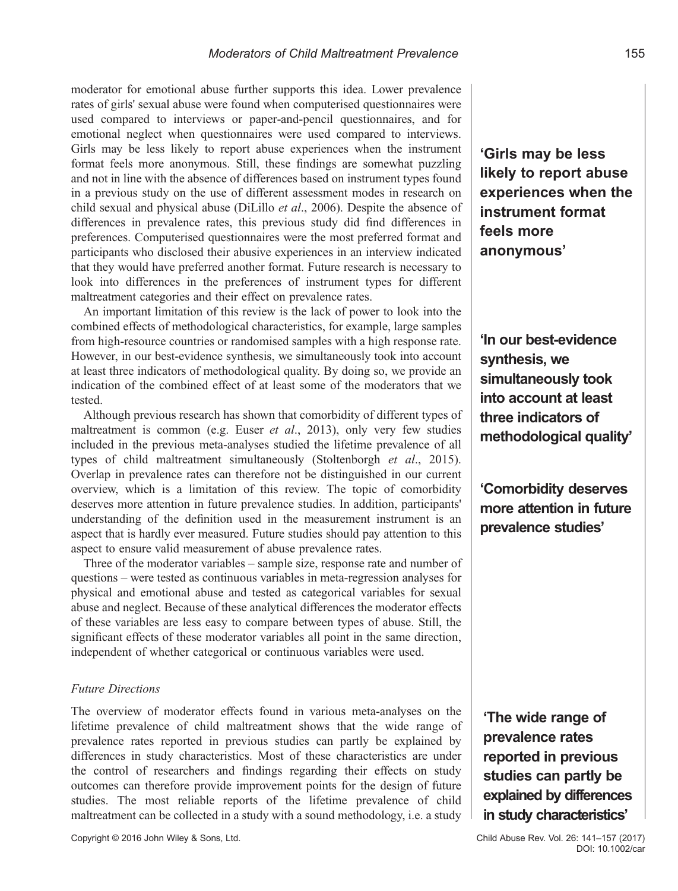moderator for emotional abuse further supports this idea. Lower prevalence rates of girls' sexual abuse were found when computerised questionnaires were used compared to interviews or paper-and-pencil questionnaires, and for emotional neglect when questionnaires were used compared to interviews. Girls may be less likely to report abuse experiences when the instrument format feels more anonymous. Still, these findings are somewhat puzzling and not in line with the absence of differences based on instrument types found in a previous study on the use of different assessment modes in research on child sexual and physical abuse (DiLillo *et al*., 2006). Despite the absence of differences in prevalence rates, this previous study did find differences in preferences. Computerised questionnaires were the most preferred format and participants who disclosed their abusive experiences in an interview indicated that they would have preferred another format. Future research is necessary to look into differences in the preferences of instrument types for different maltreatment categories and their effect on prevalence rates.

**'Girls may be less likely to report abuse experiences when the instrument format feels more anonymous'**

An important limitation of this review is the lack of power to look into the combined effects of methodological characteristics, for example, large samples from high-resource countries or randomised samples with a high response rate. However, in our best-evidence synthesis, we simultaneously took into account at least three indicators of methodological quality. By doing so, we provide an indication of the combined effect of at least some of the moderators that we tested.

**'In our best-evidence synthesis, we simultaneously took into account at least three indicators of methodological quality'**

Although previous research has shown that comorbidity of different types of maltreatment is common (e.g. Euser *et al*., 2013), only very few studies included in the previous meta-analyses studied the lifetime prevalence of all types of child maltreatment simultaneously (Stoltenborgh *et al*., 2015). Overlap in prevalence rates can therefore not be distinguished in our current overview, which is a limitation of this review. The topic of comorbidity deserves more attention in future prevalence studies. In addition, participants' understanding of the definition used in the measurement instrument is an aspect that is hardly ever measured. Future studies should pay attention to this aspect to ensure valid measurement of abuse prevalence rates.

**'Comorbidity deserves more attention in future prevalence studies'**

Three of the moderator variables – sample size, response rate and number of questions – were tested as continuous variables in meta-regression analyses for physical and emotional abuse and tested as categorical variables for sexual abuse and neglect. Because of these analytical differences the moderator effects of these variables are less easy to compare between types of abuse. Still, the significant effects of these moderator variables all point in the same direction, independent of whether categorical or continuous variables were used.

### *Future Directions*

The overview of moderator effects found in various meta-analyses on the lifetime prevalence of child maltreatment shows that the wide range of prevalence rates reported in previous studies can partly be explained by differences in study characteristics. Most of these characteristics are under the control of researchers and findings regarding their effects on study outcomes can therefore provide improvement points for the design of future studies. The most reliable reports of the lifetime prevalence of child maltreatment can be collected in a study with a sound methodology, i.e. a study

**'The wide range of prevalence rates reported in previous studies can partly be explained by differences in study characteristics'**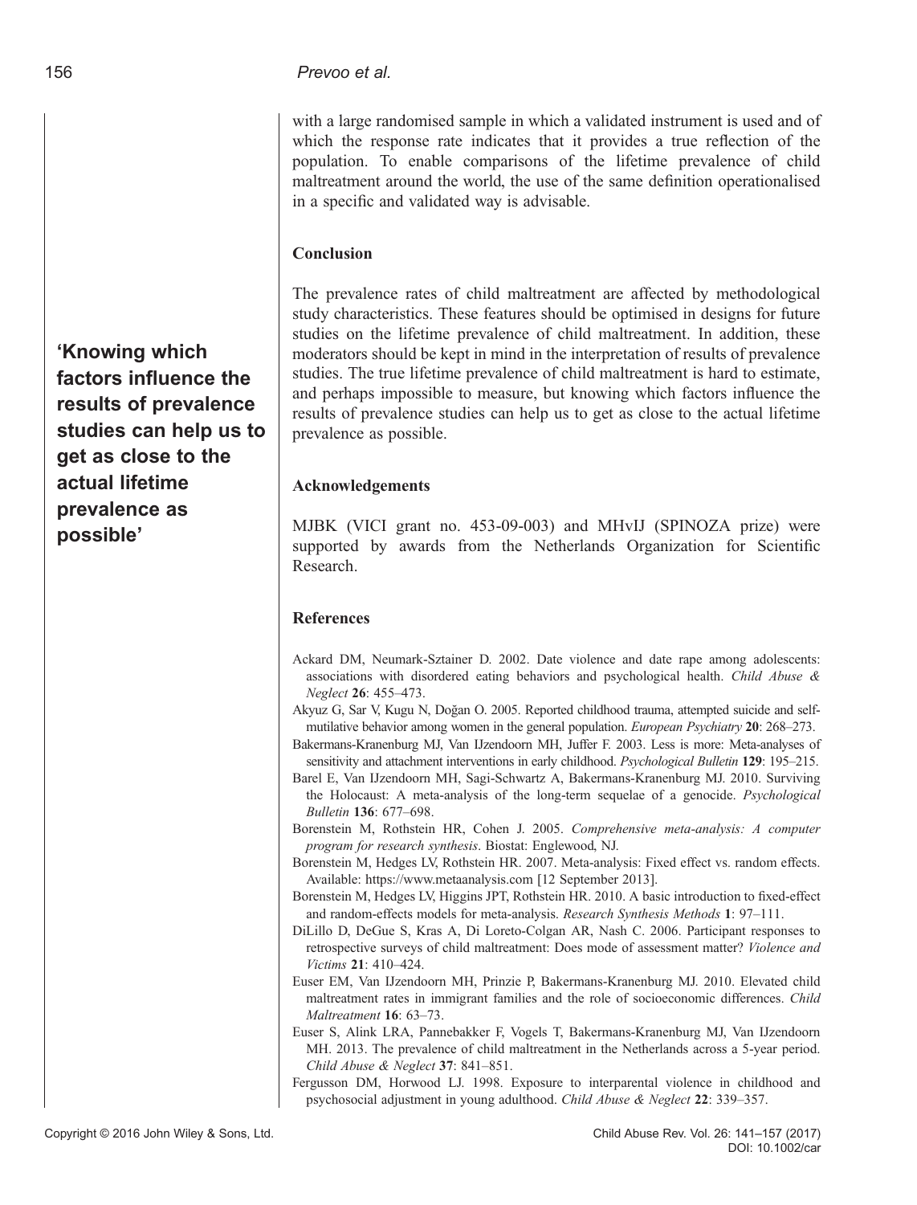with a large randomised sample in which a validated instrument is used and of which the response rate indicates that it provides a true reflection of the population. To enable comparisons of the lifetime prevalence of child maltreatment around the world, the use of the same definition operationalised in a specific and validated way is advisable.

## Conclusion

The prevalence rates of child maltreatment are affected by methodological study characteristics. These features should be optimised in designs for future studies on the lifetime prevalence of child maltreatment. In addition, these moderators should be kept in mind in the interpretation of results of prevalence studies. The true lifetime prevalence of child maltreatment is hard to estimate, and perhaps impossible to measure, but knowing which factors influence the results of prevalence studies can help us to get as close to the actual lifetime prevalence as possible.

**'Knowing which factors influence the results of prevalence studies can help us to get as close to the actual lifetime prevalence as possible'**

## Acknowledgements

MJBK (VICI grant no. 453-09-003) and MHvIJ (SPINOZA prize) were supported by awards from the Netherlands Organization for Scientific Research.

## References

Ackard DM, Neumark-Sztainer D. 2002. Date violence and date rape among adolescents: associations with disordered eating behaviors and psychological health. *Child Abuse & Neglect* **26**: 455–473.

Akyuz G, Sar V, Kugu N, Doğan O. 2005. Reported childhood trauma, attempted suicide and self-mutilative behavior among women in the general population. *European Psychiatry* **20**: 268–273.

Bakermans-Kranenburg MJ, Van IJzendoorn MH, Juffer F. 2003. Less is more: Meta-analyses of sensitivity and attachment interventions in early childhood. *Psychological Bulletin* **129**: 195–215.

Barel E, Van IJzendoorn MH, Sagi-Schwartz A, Bakermans-Kranenburg MJ. 2010. Surviving the Holocaust: A meta-analysis of the long-term sequelae of a genocide. *Psychological Bulletin* **136**: 677–698.

Borenstein M, Rothstein HR, Cohen J. 2005. *Comprehensive meta-analysis: A computer program for research synthesis*. Biostat: Englewood, NJ.

Borenstein M, Hedges LV, Rothstein HR. 2007. Meta-analysis: Fixed effect vs. random effects. Available: https://www.metaanalysis.com [12 September 2013].

Borenstein M, Hedges LV, Higgins JPT, Rothstein HR. 2010. A basic introduction to fixed-effect and random-effects models for meta-analysis. *Research Synthesis Methods* **1**: 97–111.

DiLillo D, DeGue S, Kras A, Di Loreto-Colgan AR, Nash C. 2006. Participant responses to retrospective surveys of child maltreatment: Does mode of assessment matter? *Violence and Victims* **21**: 410–424.

Euser EM, Van IJzendoorn MH, Prinzie P, Bakermans-Kranenburg MJ. 2010. Elevated child maltreatment rates in immigrant families and the role of socioeconomic differences. *Child Maltreatment* **16**: 63–73.

Euser S, Alink LRA, Pannebakker F, Vogels T, Bakermans-Kranenburg MJ, Van IJzendoorn MH. 2013. The prevalence of child maltreatment in the Netherlands across a 5-year period. *Child Abuse & Neglect* **37**: 841–851.

Fergusson DM, Horwood LJ. 1998. Exposure to interparental violence in childhood and psychosocial adjustment in young adulthood. *Child Abuse & Neglect* **22**: 339–357.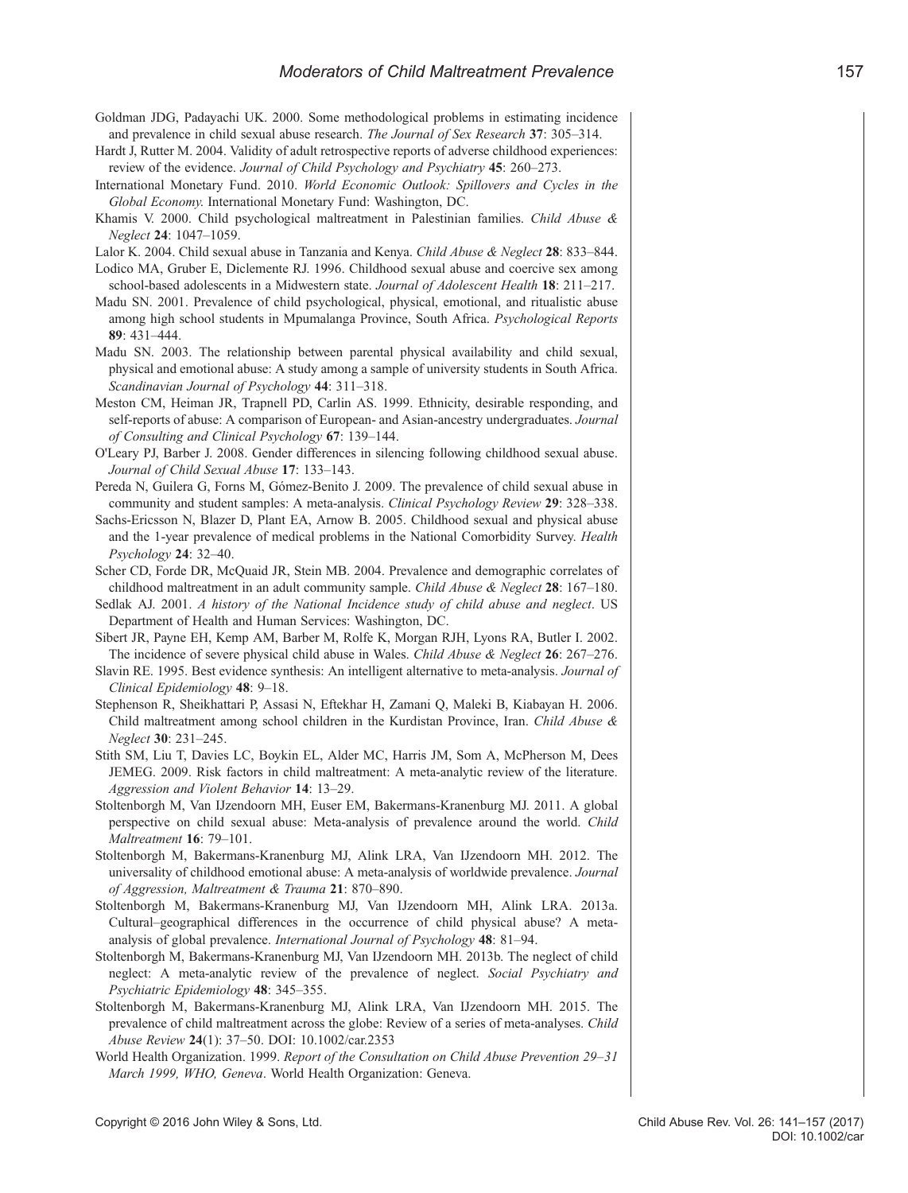Goldman JDG, Padayachi UK. 2000. Some methodological problems in estimating incidence and prevalence in child sexual abuse research. *The Journal of Sex Research* **37**: 305–314.

Hardt J, Rutter M. 2004. Validity of adult retrospective reports of adverse childhood experiences: review of the evidence. *Journal of Child Psychology and Psychiatry* **45**: 260–273.

International Monetary Fund. 2010. *World Economic Outlook: Spillovers and Cycles in the Global Economy.* International Monetary Fund: Washington, DC.

Khamis V. 2000. Child psychological maltreatment in Palestinian families. *Child Abuse & Neglect* **24**: 1047–1059.

Lalor K. 2004. Child sexual abuse in Tanzania and Kenya. *Child Abuse & Neglect* **28**: 833–844.

Lodico MA, Gruber E, Diclemente RJ. 1996. Childhood sexual abuse and coercive sex among school-based adolescents in a Midwestern state. *Journal of Adolescent Health* **18**: 211–217.

Madu SN. 2001. Prevalence of child psychological, physical, emotional, and ritualistic abuse among high school students in Mpumalanga Province, South Africa. *Psychological Reports* **89**: 431–444.

Madu SN. 2003. The relationship between parental physical availability and child sexual, physical and emotional abuse: A study among a sample of university students in South Africa. *Scandinavian Journal of Psychology* **44**: 311–318.

Meston CM, Heiman JR, Trapnell PD, Carlin AS. 1999. Ethnicity, desirable responding, and self-reports of abuse: A comparison of European- and Asian-ancestry undergraduates. *Journal of Consulting and Clinical Psychology* **67**: 139–144.

O'Leary PJ, Barber J. 2008. Gender differences in silencing following childhood sexual abuse. *Journal of Child Sexual Abuse* **17**: 133–143.

Pereda N, Guilera G, Forns M, Gómez-Benito J. 2009. The prevalence of child sexual abuse in community and student samples: A meta-analysis. *Clinical Psychology Review* **29**: 328–338.

Sachs-Ericsson N, Blazer D, Plant EA, Arnow B. 2005. Childhood sexual and physical abuse and the 1-year prevalence of medical problems in the National Comorbidity Survey. *Health Psychology* **24**: 32–40.

Scher CD, Forde DR, McQuaid JR, Stein MB. 2004. Prevalence and demographic correlates of childhood maltreatment in an adult community sample. *Child Abuse & Neglect* **28**: 167–180.

Sedlak AJ. 2001. *A history of the National Incidence study of child abuse and neglect*. US Department of Health and Human Services: Washington, DC.

Sibert JR, Payne EH, Kemp AM, Barber M, Rolfe K, Morgan RJH, Lyons RA, Butler I. 2002. The incidence of severe physical child abuse in Wales. *Child Abuse & Neglect* **26**: 267–276.

Slavin RE. 1995. Best evidence synthesis: An intelligent alternative to meta-analysis. *Journal of Clinical Epidemiology* **48**: 9–18.

Stephenson R, Sheikhattari P, Assasi N, Eftekhar H, Zamani Q, Maleki B, Kiabayan H. 2006. Child maltreatment among school children in the Kurdistan Province, Iran. *Child Abuse & Neglect* **30**: 231–245.

Stith SM, Liu T, Davies LC, Boykin EL, Alder MC, Harris JM, Som A, McPherson M, Dees JEMEG. 2009. Risk factors in child maltreatment: A meta-analytic review of the literature. *Aggression and Violent Behavior* **14**: 13–29.

Stoltenborgh M, Van IJzendoorn MH, Euser EM, Bakermans-Kranenburg MJ. 2011. A global perspective on child sexual abuse: Meta-analysis of prevalence around the world. *Child Maltreatment* **16**: 79–101.

Stoltenborgh M, Bakermans-Kranenburg MJ, Alink LRA, Van IJzendoorn MH. 2012. The universality of childhood emotional abuse: A meta-analysis of worldwide prevalence. *Journal of Aggression, Maltreatment & Trauma* **21**: 870–890.

Stoltenborgh M, Bakermans-Kranenburg MJ, Van IJzendoorn MH, Alink LRA. 2013a. Cultural–geographical differences in the occurrence of child physical abuse? A meta-analysis of global prevalence. *International Journal of Psychology* **48**: 81–94.

Stoltenborgh M, Bakermans-Kranenburg MJ, Van IJzendoorn MH. 2013b. The neglect of child neglect: A meta-analytic review of the prevalence of neglect. *Social Psychiatry and Psychiatric Epidemiology* **48**: 345–355.

Stoltenborgh M, Bakermans-Kranenburg MJ, Alink LRA, Van IJzendoorn MH. 2015. The prevalence of child maltreatment across the globe: Review of a series of meta-analyses. *Child Abuse Review* **24**(1): 37–50. DOI: 10.1002/car.2353

World Health Organization. 1999. *Report of the Consultation on Child Abuse Prevention 29–31 March 1999, WHO, Geneva*. World Health Organization: Geneva.